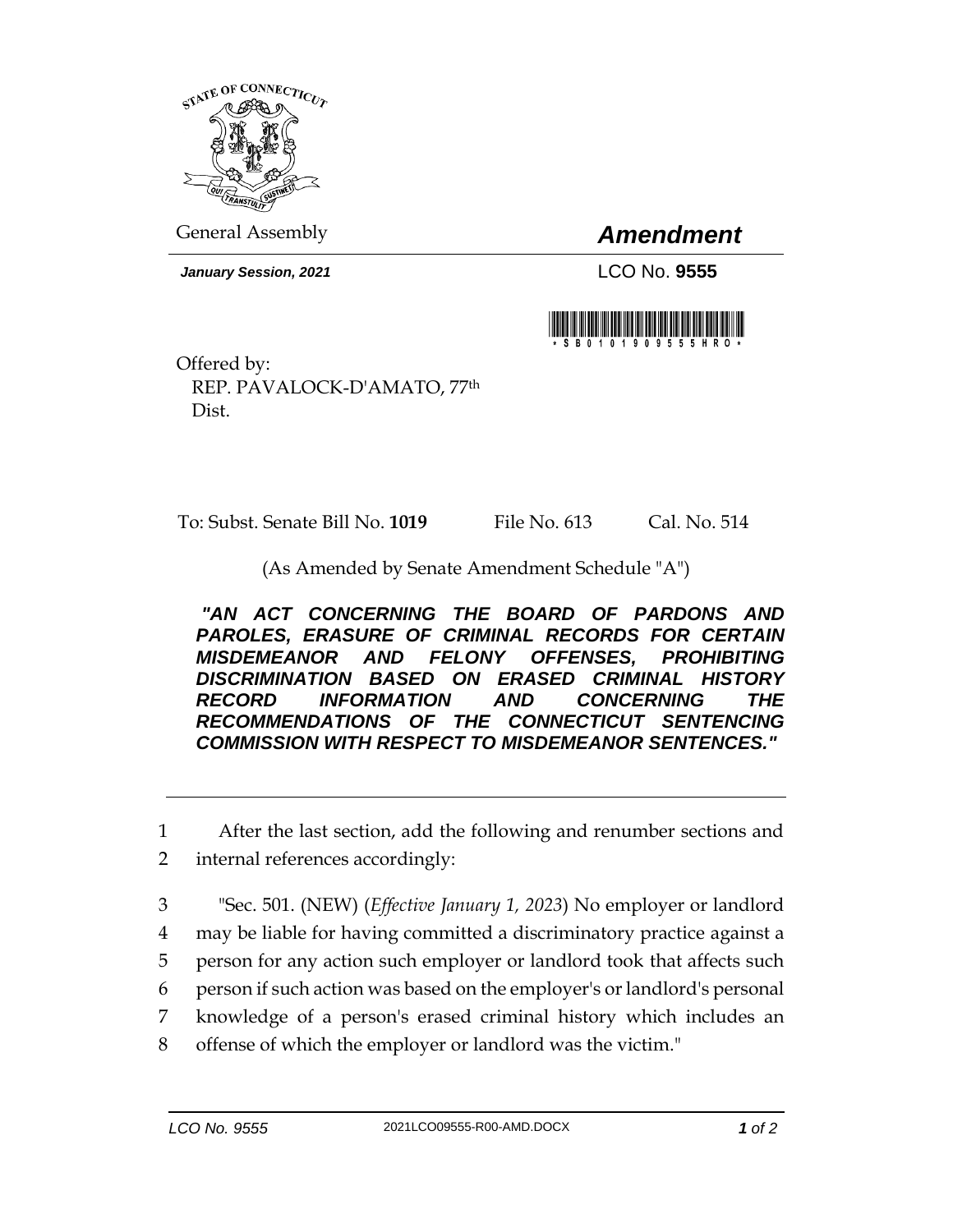General Assembly

# *Amendment*

***January Session, 2021***

LCO No. **9555**

\* S B 0 1 0 1 9 0 9 5 5 5 H R O \*

Offered by:
REP. PAVALOCK-D'AMATO, 77th Dist.

To: Subst. Senate Bill No. **1019** File No. 613 Cal. No. 514

(As Amended by Senate Amendment Schedule "A")

***"AN ACT CONCERNING THE BOARD OF PARDONS AND PAROLES, ERASURE OF CRIMINAL RECORDS FOR CERTAIN MISDEMEANOR AND FELONY OFFENSES, PROHIBITING DISCRIMINATION BASED ON ERASED CRIMINAL HISTORY RECORD INFORMATION AND CONCERNING THE RECOMMENDATIONS OF THE CONNECTICUT SENTENCING COMMISSION WITH RESPECT TO MISDEMEANOR SENTENCES."***

---

1 After the last section, add the following and renumber sections and
2 internal references accordingly:

3 "Sec. 501. (NEW) (*Effective January 1, 2023*) No employer or landlord
4 may be liable for having committed a discriminatory practice against a
5 person for any action such employer or landlord took that affects such
6 person if such action was based on the employer's or landlord's personal
7 knowledge of a person's erased criminal history which includes an
8 offense of which the employer or landlord was the victim."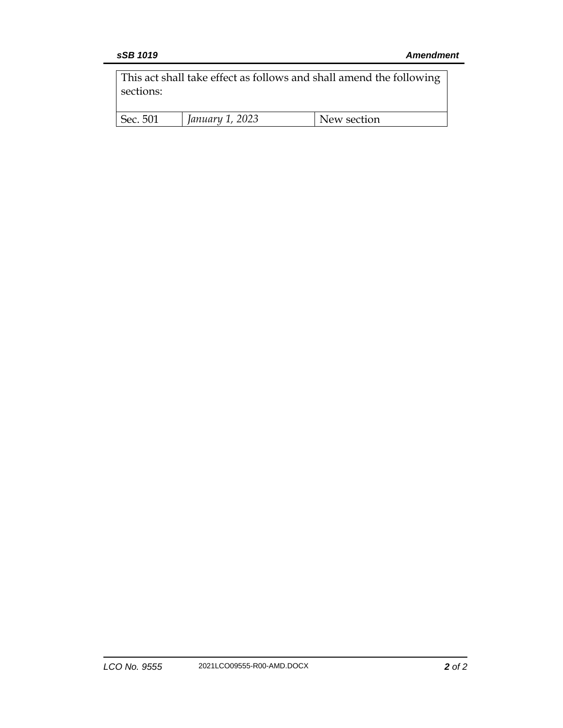| This act shall take effect as follows and shall amend the following sections: | | |
| --- | --- | --- |
| Sec. 501 | *January 1, 2023* | New section |